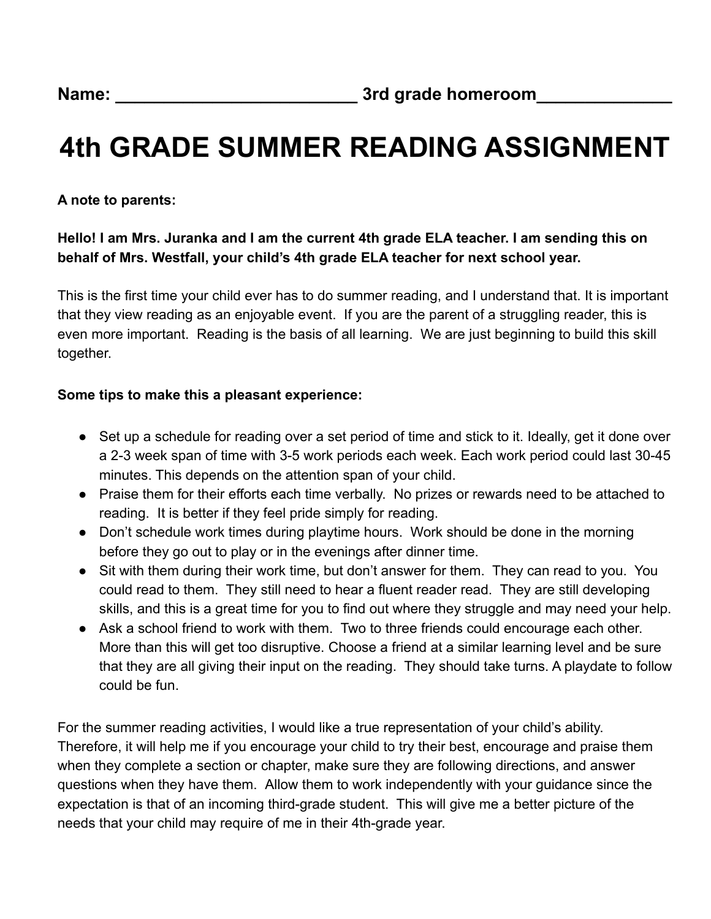**Name: _________________________ 3rd grade homeroom_____________**

# 4th GRADE SUMMER READING ASSIGNMENT

**A note to parents:**

**Hello! I am Mrs. Juranka and I am the current 4th grade ELA teacher. I am sending this on behalf of Mrs. Westfall, your child's 4th grade ELA teacher for next school year.**

This is the first time your child ever has to do summer reading, and I understand that. It is important that they view reading as an enjoyable event. If you are the parent of a struggling reader, this is even more important. Reading is the basis of all learning. We are just beginning to build this skill together.

**Some tips to make this a pleasant experience:**

- Set up a schedule for reading over a set period of time and stick to it. Ideally, get it done over a 2-3 week span of time with 3-5 work periods each week. Each work period could last 30-45 minutes. This depends on the attention span of your child.
- Praise them for their efforts each time verbally. No prizes or rewards need to be attached to reading. It is better if they feel pride simply for reading.
- Don't schedule work times during playtime hours. Work should be done in the morning before they go out to play or in the evenings after dinner time.
- Sit with them during their work time, but don't answer for them. They can read to you. You could read to them. They still need to hear a fluent reader read. They are still developing skills, and this is a great time for you to find out where they struggle and may need your help.
- Ask a school friend to work with them. Two to three friends could encourage each other. More than this will get too disruptive. Choose a friend at a similar learning level and be sure that they are all giving their input on the reading. They should take turns. A playdate to follow could be fun.

For the summer reading activities, I would like a true representation of your child's ability. Therefore, it will help me if you encourage your child to try their best, encourage and praise them when they complete a section or chapter, make sure they are following directions, and answer questions when they have them. Allow them to work independently with your guidance since the expectation is that of an incoming third-grade student. This will give me a better picture of the needs that your child may require of me in their 4th-grade year.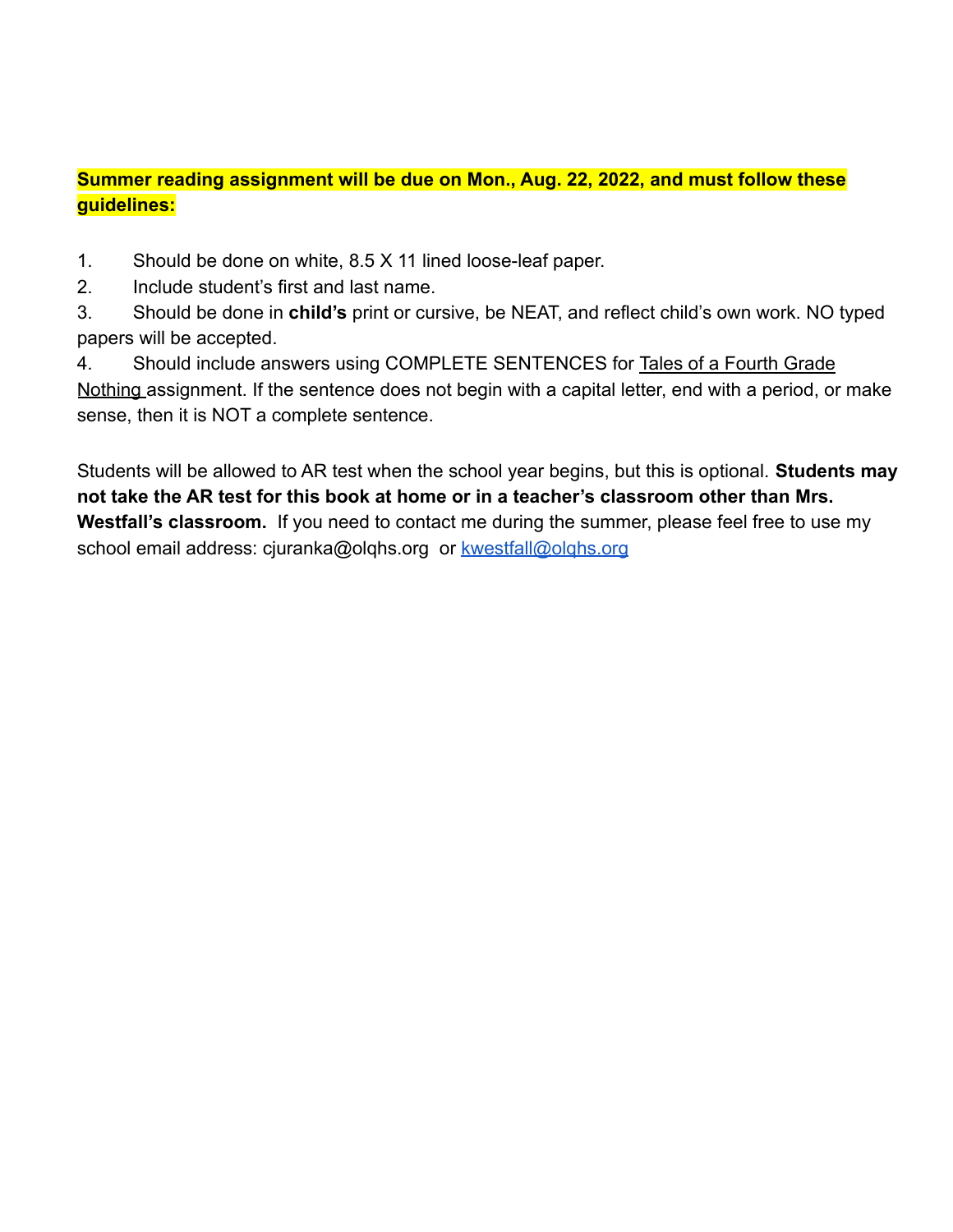**Summer reading assignment will be due on Mon., Aug. 22, 2022, and must follow these guidelines:**

1. Should be done on white, 8.5 X 11 lined loose-leaf paper.
2. Include student's first and last name.
3. Should be done in **child's** print or cursive, be NEAT, and reflect child's own work. NO typed papers will be accepted.
4. Should include answers using COMPLETE SENTENCES for Tales of a Fourth Grade Nothing assignment. If the sentence does not begin with a capital letter, end with a period, or make sense, then it is NOT a complete sentence.

Students will be allowed to AR test when the school year begins, but this is optional. **Students may not take the AR test for this book at home or in a teacher's classroom other than Mrs. Westfall's classroom.** If you need to contact me during the summer, please feel free to use my school email address: cjuranka@olqhs.org or kwestfall@olqhs.org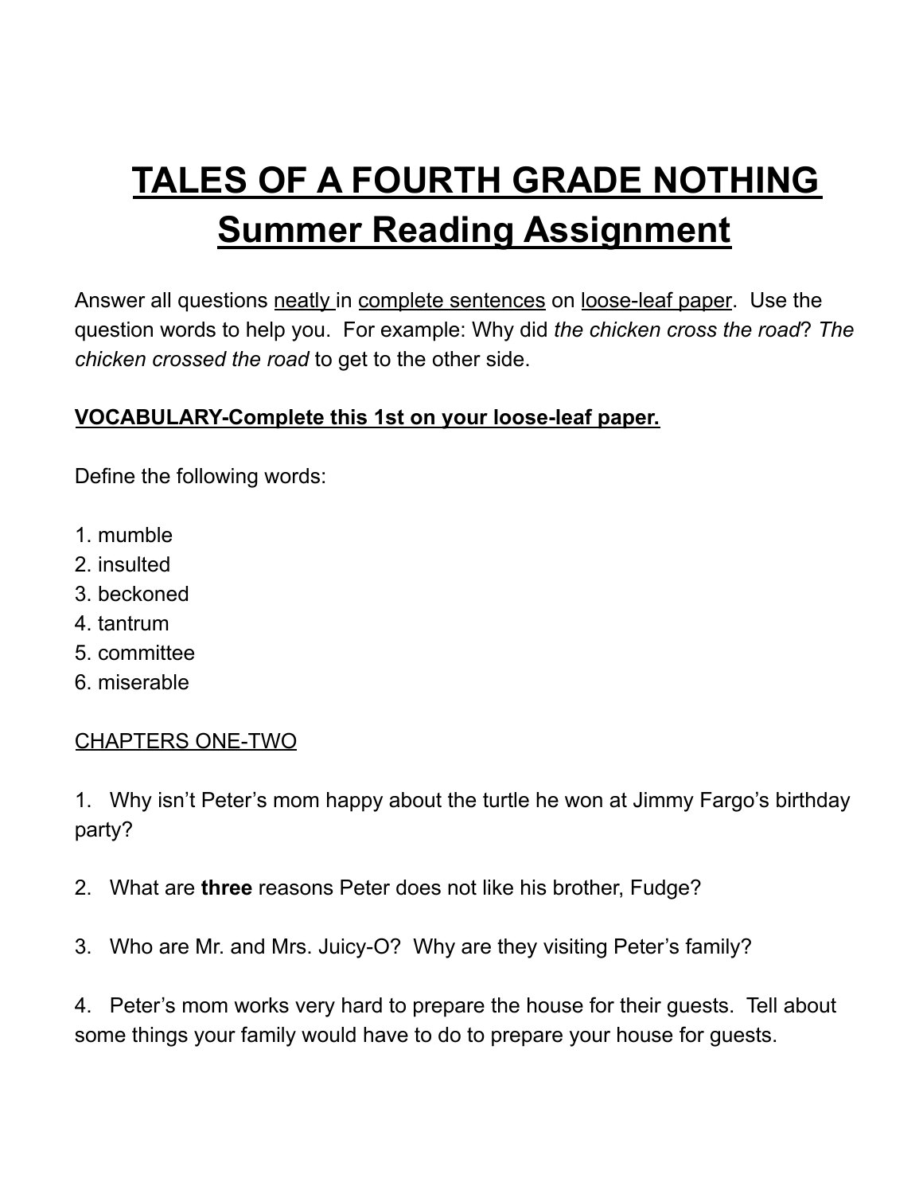# TALES OF A FOURTH GRADE NOTHING
# Summer Reading Assignment

Answer all questions neatly in complete sentences on loose-leaf paper. Use the question words to help you. For example: Why did *the chicken cross the road*? *The chicken crossed the road* to get to the other side.

**VOCABULARY-Complete this 1st on your loose-leaf paper.**

Define the following words:

1. mumble
2. insulted
3. beckoned
4. tantrum
5. committee
6. miserable

CHAPTERS ONE-TWO

1. Why isn't Peter's mom happy about the turtle he won at Jimmy Fargo's birthday party?

2. What are **three** reasons Peter does not like his brother, Fudge?

3. Who are Mr. and Mrs. Juicy-O? Why are they visiting Peter's family?

4. Peter's mom works very hard to prepare the house for their guests. Tell about some things your family would have to do to prepare your house for guests.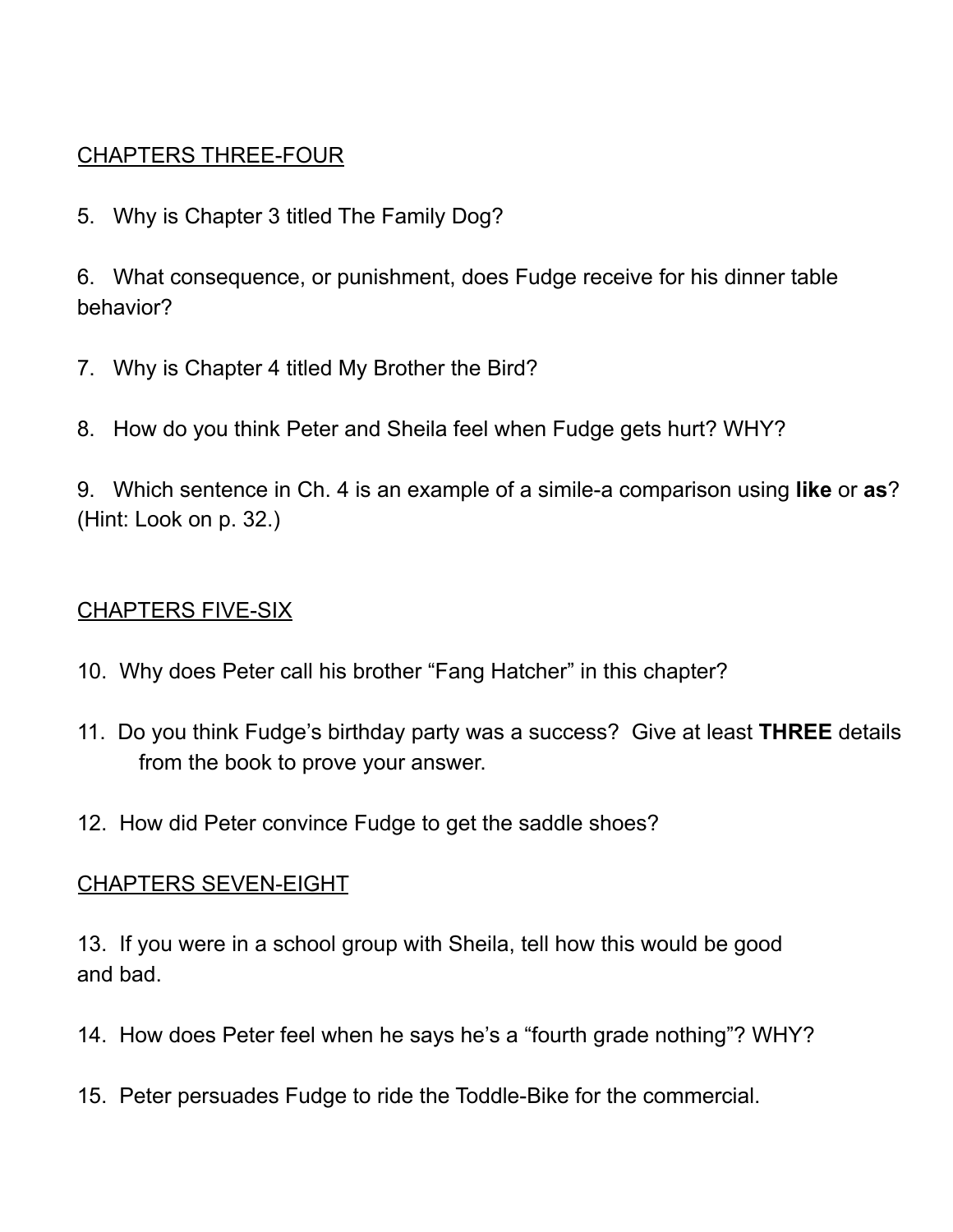<u>CHAPTERS THREE-FOUR</u>

5. Why is Chapter 3 titled The Family Dog?

6. What consequence, or punishment, does Fudge receive for his dinner table behavior?

7. Why is Chapter 4 titled My Brother the Bird?

8. How do you think Peter and Sheila feel when Fudge gets hurt? WHY?

9. Which sentence in Ch. 4 is an example of a simile-a comparison using **like** or **as**? (Hint: Look on p. 32.)

<u>CHAPTERS FIVE-SIX</u>

10. Why does Peter call his brother "Fang Hatcher" in this chapter?

11. Do you think Fudge's birthday party was a success? Give at least **THREE** details from the book to prove your answer.

12. How did Peter convince Fudge to get the saddle shoes?

<u>CHAPTERS SEVEN-EIGHT</u>

13. If you were in a school group with Sheila, tell how this would be good and bad.

14. How does Peter feel when he says he's a "fourth grade nothing"? WHY?

15. Peter persuades Fudge to ride the Toddle-Bike for the commercial.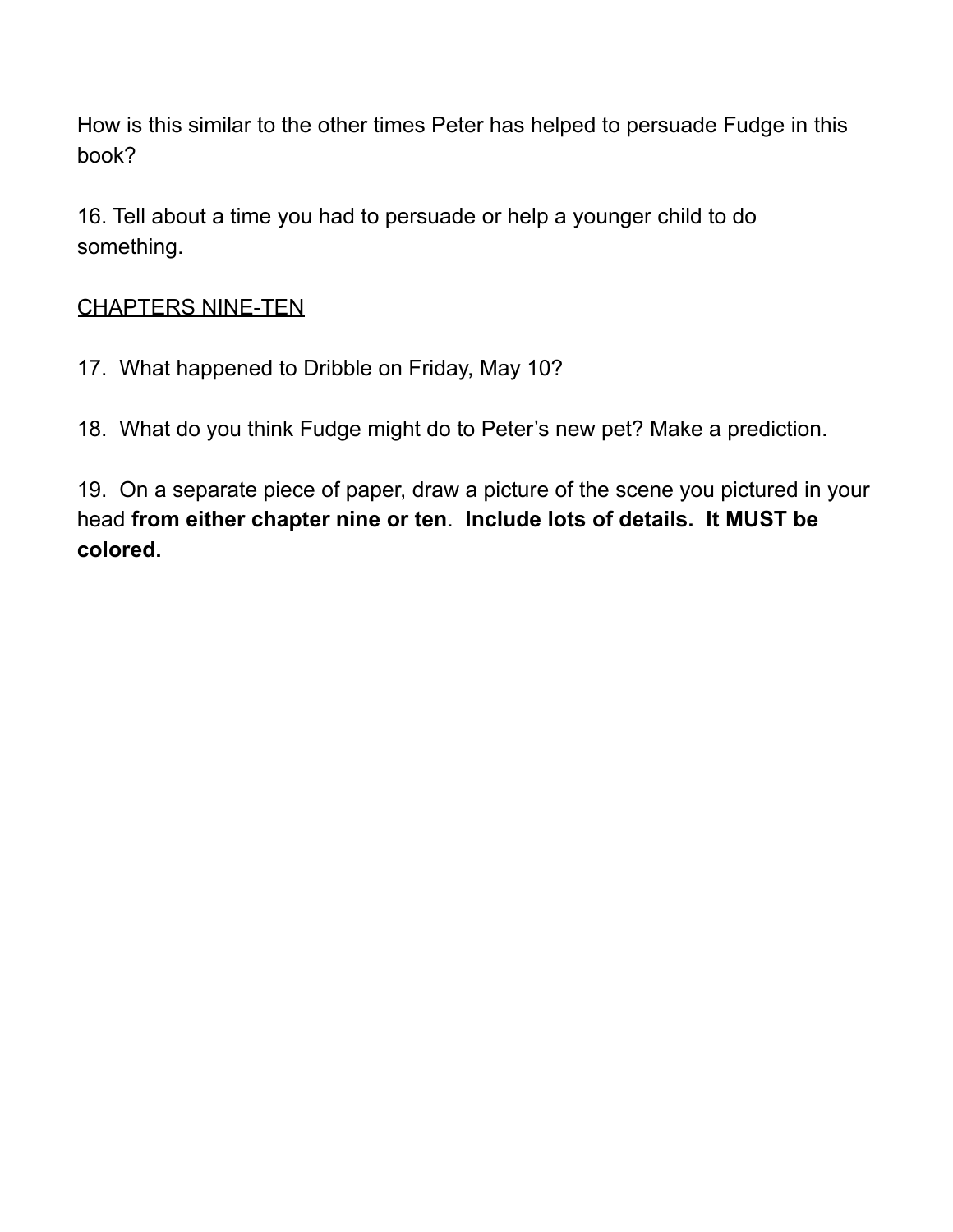How is this similar to the other times Peter has helped to persuade Fudge in this book?

16. Tell about a time you had to persuade or help a younger child to do something.

<u>CHAPTERS NINE-TEN</u>

17. What happened to Dribble on Friday, May 10?

18. What do you think Fudge might do to Peter's new pet? Make a prediction.

19. On a separate piece of paper, draw a picture of the scene you pictured in your head **from either chapter nine or ten**. **Include lots of details. It MUST be colored.**